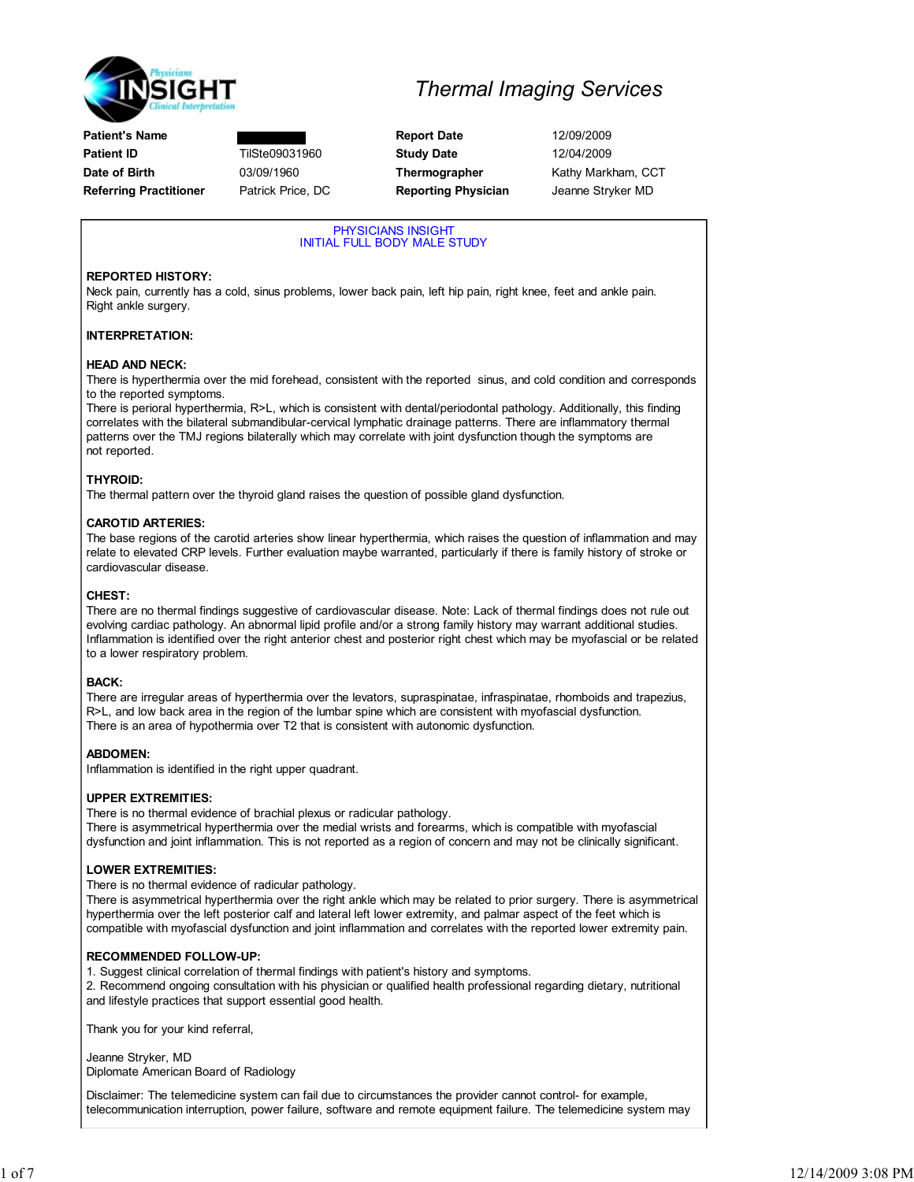# Thermal Imaging Services

| | | | |
|---|---|---|---|
| **Patient's Name** | | **Report Date** | 12/09/2009 |
| **Patient ID** | TilSte09031960 | **Study Date** | 12/04/2009 |
| **Date of Birth** | 03/09/1960 | **Thermographer** | Kathy Markham, CCT |
| **Referring Practitioner** | Patrick Price, DC | **Reporting Physician** | Jeanne Stryker MD |

PHYSICIANS INSIGHT
INITIAL FULL BODY MALE STUDY

**REPORTED HISTORY:**
Neck pain, currently has a cold, sinus problems, lower back pain, left hip pain, right knee, feet and ankle pain. Right ankle surgery.

**INTERPRETATION:**

**HEAD AND NECK:**
There is hyperthermia over the mid forehead, consistent with the reported sinus, and cold condition and corresponds to the reported symptoms.
There is perioral hyperthermia, R>L, which is consistent with dental/periodontal pathology. Additionally, this finding correlates with the bilateral submandibular-cervical lymphatic drainage patterns. There are inflammatory thermal patterns over the TMJ regions bilaterally which may correlate with joint dysfunction though the symptoms are not reported.

**THYROID:**
The thermal pattern over the thyroid gland raises the question of possible gland dysfunction.

**CAROTID ARTERIES:**
The base regions of the carotid arteries show linear hyperthermia, which raises the question of inflammation and may relate to elevated CRP levels. Further evaluation maybe warranted, particularly if there is family history of stroke or cardiovascular disease.

**CHEST:**
There are no thermal findings suggestive of cardiovascular disease. Note: Lack of thermal findings does not rule out evolving cardiac pathology. An abnormal lipid profile and/or a strong family history may warrant additional studies. Inflammation is identified over the right anterior chest and posterior right chest which may be myofascial or be related to a lower respiratory problem.

**BACK:**
There are irregular areas of hyperthermia over the levators, supraspinatae, infraspinatae, rhomboids and trapezius, R>L, and low back area in the region of the lumbar spine which are consistent with myofascial dysfunction.
There is an area of hypothermia over T2 that is consistent with autonomic dysfunction.

**ABDOMEN:**
Inflammation is identified in the right upper quadrant.

**UPPER EXTREMITIES:**
There is no thermal evidence of brachial plexus or radicular pathology.
There is asymmetrical hyperthermia over the medial wrists and forearms, which is compatible with myofascial dysfunction and joint inflammation. This is not reported as a region of concern and may not be clinically significant.

**LOWER EXTREMITIES:**
There is no thermal evidence of radicular pathology.
There is asymmetrical hyperthermia over the right ankle which may be related to prior surgery. There is asymmetrical hyperthermia over the left posterior calf and lateral left lower extremity, and palmar aspect of the feet which is compatible with myofascial dysfunction and joint inflammation and correlates with the reported lower extremity pain.

**RECOMMENDED FOLLOW-UP:**
1. Suggest clinical correlation of thermal findings with patient's history and symptoms.
2. Recommend ongoing consultation with his physician or qualified health professional regarding dietary, nutritional and lifestyle practices that support essential good health.

Thank you for your kind referral,

Jeanne Stryker, MD
Diplomate American Board of Radiology

Disclaimer: The telemedicine system can fail due to circumstances the provider cannot control- for example, telecommunication interruption, power failure, software and remote equipment failure. The telemedicine system may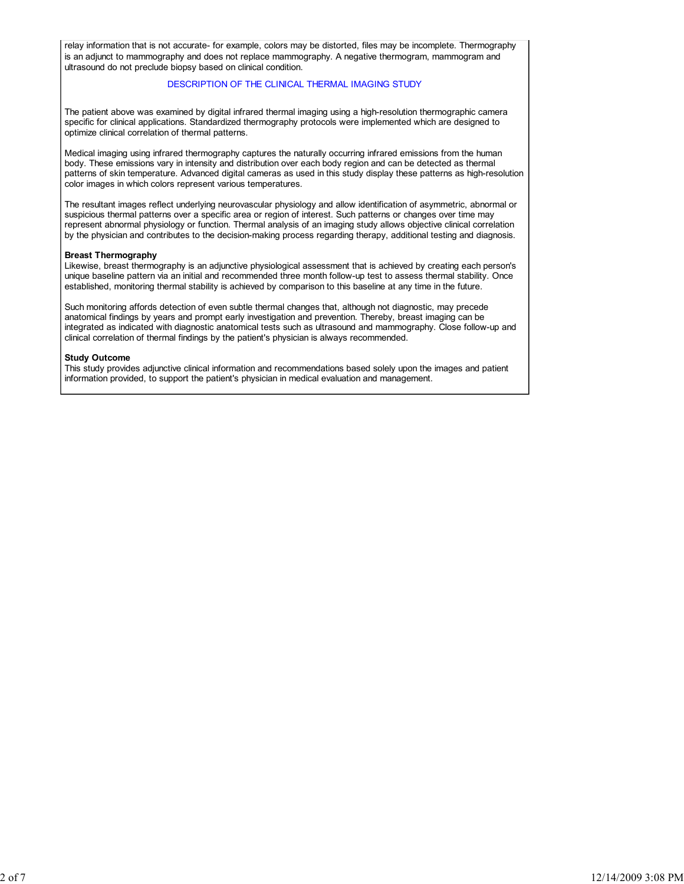relay information that is not accurate- for example, colors may be distorted, files may be incomplete. Thermography is an adjunct to mammography and does not replace mammography. A negative thermogram, mammogram and ultrasound do not preclude biopsy based on clinical condition.

## DESCRIPTION OF THE CLINICAL THERMAL IMAGING STUDY

The patient above was examined by digital infrared thermal imaging using a high-resolution thermographic camera specific for clinical applications. Standardized thermography protocols were implemented which are designed to optimize clinical correlation of thermal patterns.

Medical imaging using infrared thermography captures the naturally occurring infrared emissions from the human body. These emissions vary in intensity and distribution over each body region and can be detected as thermal patterns of skin temperature. Advanced digital cameras as used in this study display these patterns as high-resolution color images in which colors represent various temperatures.

The resultant images reflect underlying neurovascular physiology and allow identification of asymmetric, abnormal or suspicious thermal patterns over a specific area or region of interest. Such patterns or changes over time may represent abnormal physiology or function. Thermal analysis of an imaging study allows objective clinical correlation by the physician and contributes to the decision-making process regarding therapy, additional testing and diagnosis.

**Breast Thermography**
Likewise, breast thermography is an adjunctive physiological assessment that is achieved by creating each person's unique baseline pattern via an initial and recommended three month follow-up test to assess thermal stability. Once established, monitoring thermal stability is achieved by comparison to this baseline at any time in the future.

Such monitoring affords detection of even subtle thermal changes that, although not diagnostic, may precede anatomical findings by years and prompt early investigation and prevention. Thereby, breast imaging can be integrated as indicated with diagnostic anatomical tests such as ultrasound and mammography. Close follow-up and clinical correlation of thermal findings by the patient's physician is always recommended.

**Study Outcome**
This study provides adjunctive clinical information and recommendations based solely upon the images and patient information provided, to support the patient's physician in medical evaluation and management.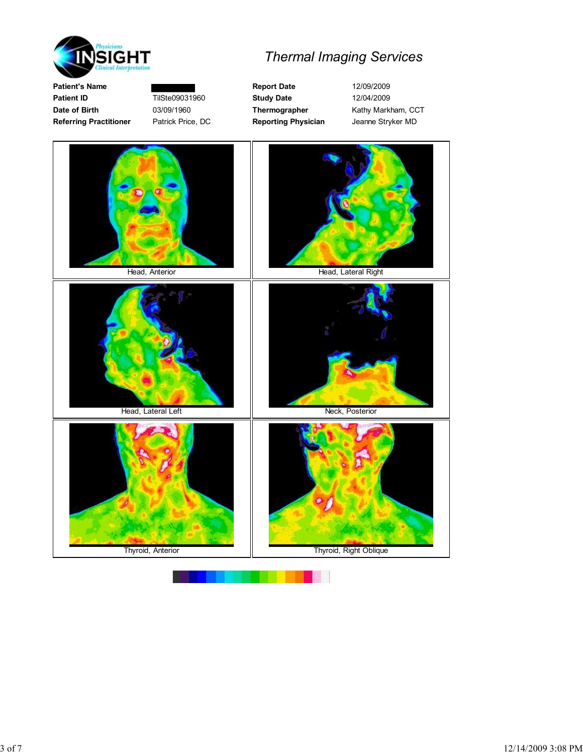# Thermal Imaging Services

| Patient's Name | | Report Date | 12/09/2009 |
|---|---|---|---|
| Patient ID | TilSte09031960 | Study Date | 12/04/2009 |
| Date of Birth | 03/09/1960 | Thermographer | Kathy Markham, CCT |
| Referring Practitioner | Patrick Price, DC | Reporting Physician | Jeanne Stryker MD |

Head, Anterior

Head, Lateral Right

Head, Lateral Left

Neck, Posterior

Thyroid, Anterior

Thyroid, Right Oblique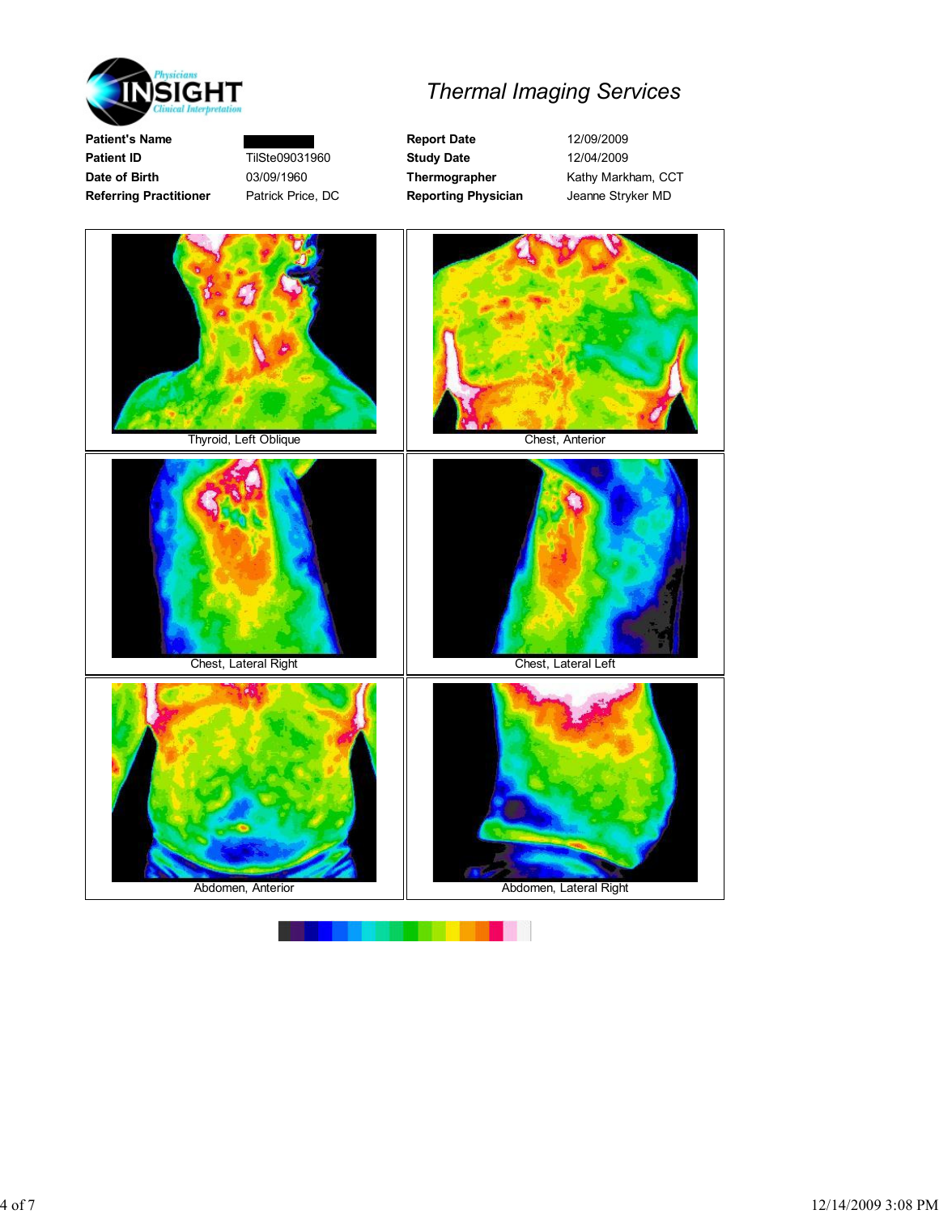# Thermal Imaging Services

Physicians INSIGHT Clinical Interpretation

| | | | |
|---|---|---|---|
| **Patient's Name** | ████████ | **Report Date** | 12/09/2009 |
| **Patient ID** | TilSte09031960 | **Study Date** | 12/04/2009 |
| **Date of Birth** | 03/09/1960 | **Thermographer** | Kathy Markham, CCT |
| **Referring Practitioner** | Patrick Price, DC | **Reporting Physician** | Jeanne Stryker MD |

Thyroid, Left Oblique

Chest, Anterior

Chest, Lateral Right

Chest, Lateral Left

Abdomen, Anterior

Abdomen, Lateral Right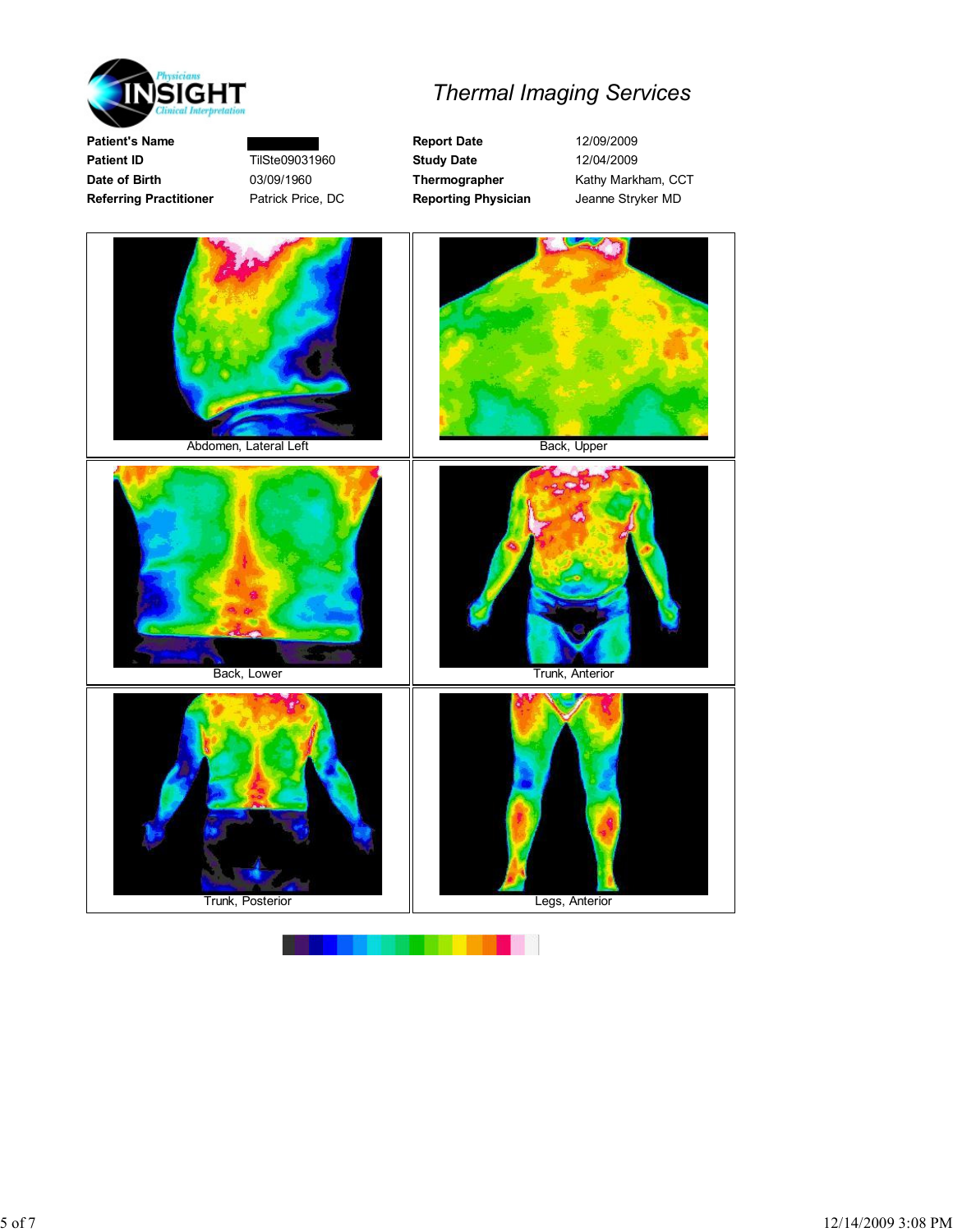# Thermal Imaging Services

| | | | |
|---|---|---|---|
| **Patient's Name** | | **Report Date** | 12/09/2009 |
| **Patient ID** | TilSte09031960 | **Study Date** | 12/04/2009 |
| **Date of Birth** | 03/09/1960 | **Thermographer** | Kathy Markham, CCT |
| **Referring Practitioner** | Patrick Price, DC | **Reporting Physician** | Jeanne Stryker MD |

Abdomen, Lateral Left

Back, Upper

Back, Lower

Trunk, Anterior

Trunk, Posterior

Legs, Anterior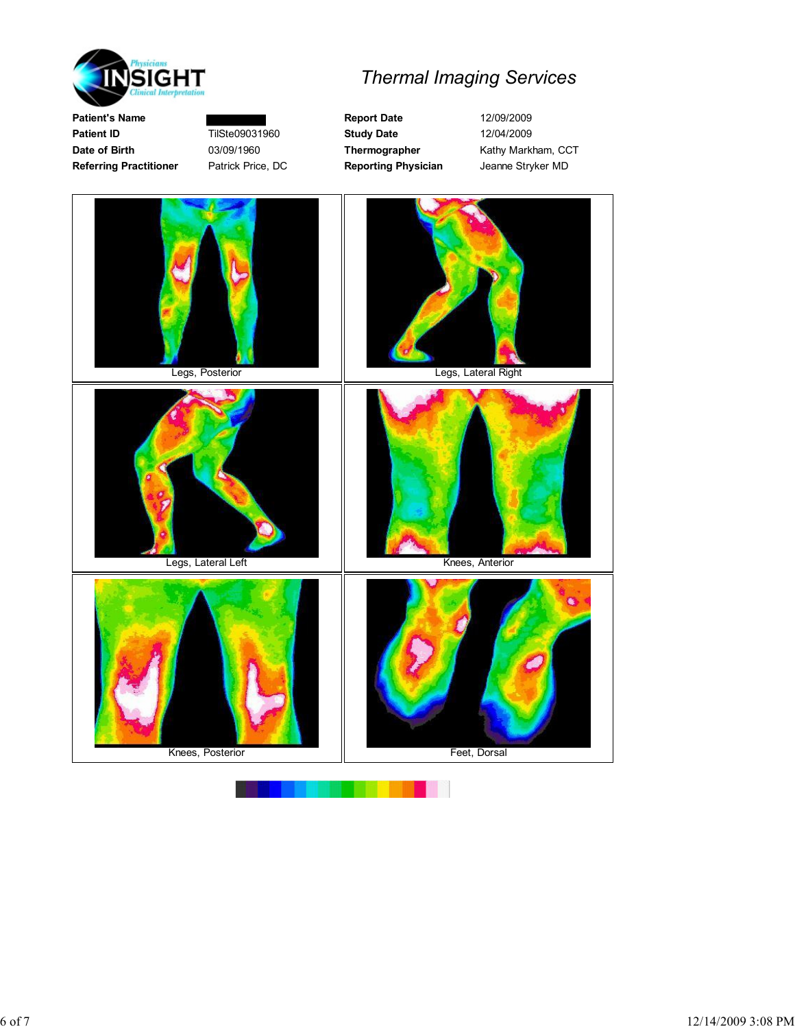# Thermal Imaging Services

| | | | |
|---|---|---|---|
| **Patient's Name** | | **Report Date** | 12/09/2009 |
| **Patient ID** | TilSte09031960 | **Study Date** | 12/04/2009 |
| **Date of Birth** | 03/09/1960 | **Thermographer** | Kathy Markham, CCT |
| **Referring Practitioner** | Patrick Price, DC | **Reporting Physician** | Jeanne Stryker MD |

Legs, Posterior

Legs, Lateral Right

Legs, Lateral Left

Knees, Anterior

Knees, Posterior

Feet, Dorsal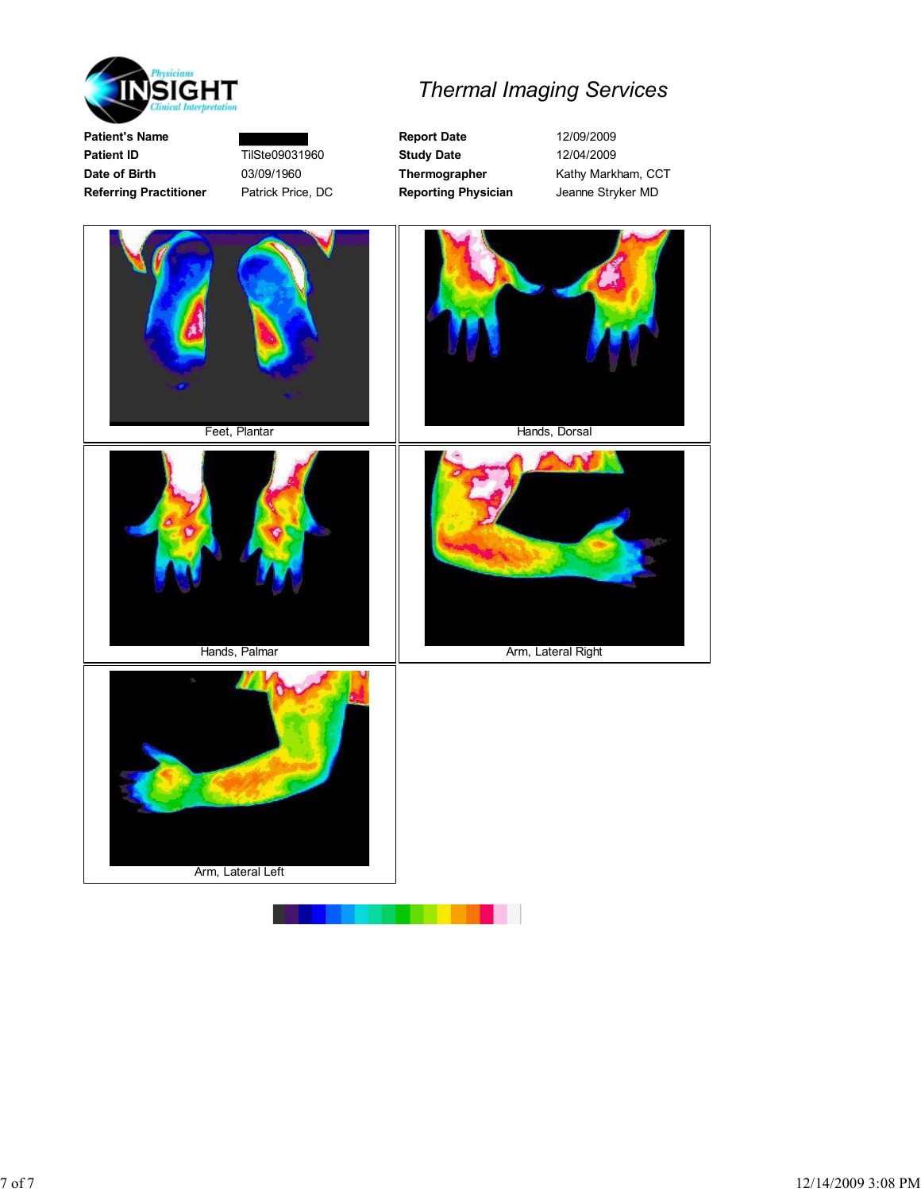**Thermal Imaging Services**

| | | | |
|---|---|---|---|
| **Patient's Name** | | **Report Date** | 12/09/2009 |
| **Patient ID** | TilSte09031960 | **Study Date** | 12/04/2009 |
| **Date of Birth** | 03/09/1960 | **Thermographer** | Kathy Markham, CCT |
| **Referring Practitioner** | Patrick Price, DC | **Reporting Physician** | Jeanne Stryker MD |

Feet, Plantar

Hands, Dorsal

Hands, Palmar

Arm, Lateral Right

Arm, Lateral Left